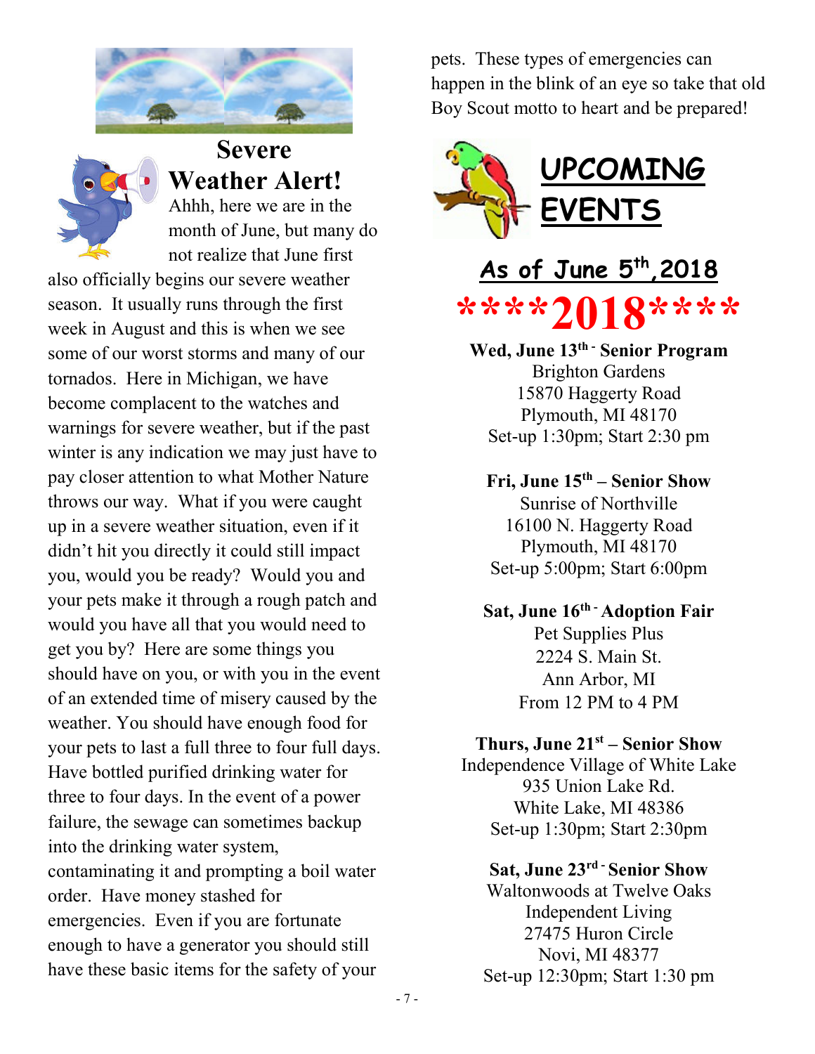## Severe Weather Alert!

Ahhh, here we are in the month of June, but many do not realize that June first also officially begins our severe weather season. It usually runs through the first week in August and this is when we see some of our worst storms and many of our tornados. Here in Michigan, we have become complacent to the watches and warnings for severe weather, but if the past winter is any indication we may just have to pay closer attention to what Mother Nature throws our way. What if you were caught up in a severe weather situation, even if it didn't hit you directly it could still impact you, would you be ready? Would you and your pets make it through a rough patch and would you have all that you would need to get you by? Here are some things you should have on you, or with you in the event of an extended time of misery caused by the weather. You should have enough food for your pets to last a full three to four full days. Have bottled purified drinking water for three to four days. In the event of a power failure, the sewage can sometimes backup into the drinking water system, contaminating it and prompting a boil water order. Have money stashed for emergencies. Even if you are fortunate enough to have a generator you should still have these basic items for the safety of your pets. These types of emergencies can happen in the blink of an eye so take that old Boy Scout motto to heart and be prepared!

## UPCOMING EVENTS

### As of June 5th, 2018

# ****2018****

**Wed, June 13th - Senior Program**
Brighton Gardens
15870 Haggerty Road
Plymouth, MI 48170
Set-up 1:30pm; Start 2:30 pm

**Fri, June 15th – Senior Show**
Sunrise of Northville
16100 N. Haggerty Road
Plymouth, MI 48170
Set-up 5:00pm; Start 6:00pm

**Sat, June 16th - Adoption Fair**
Pet Supplies Plus
2224 S. Main St.
Ann Arbor, MI
From 12 PM to 4 PM

**Thurs, June 21st – Senior Show**
Independence Village of White Lake
935 Union Lake Rd.
White Lake, MI 48386
Set-up 1:30pm; Start 2:30pm

**Sat, June 23rd - Senior Show**
Waltonwoods at Twelve Oaks
Independent Living
27475 Huron Circle
Novi, MI 48377
Set-up 12:30pm; Start 1:30 pm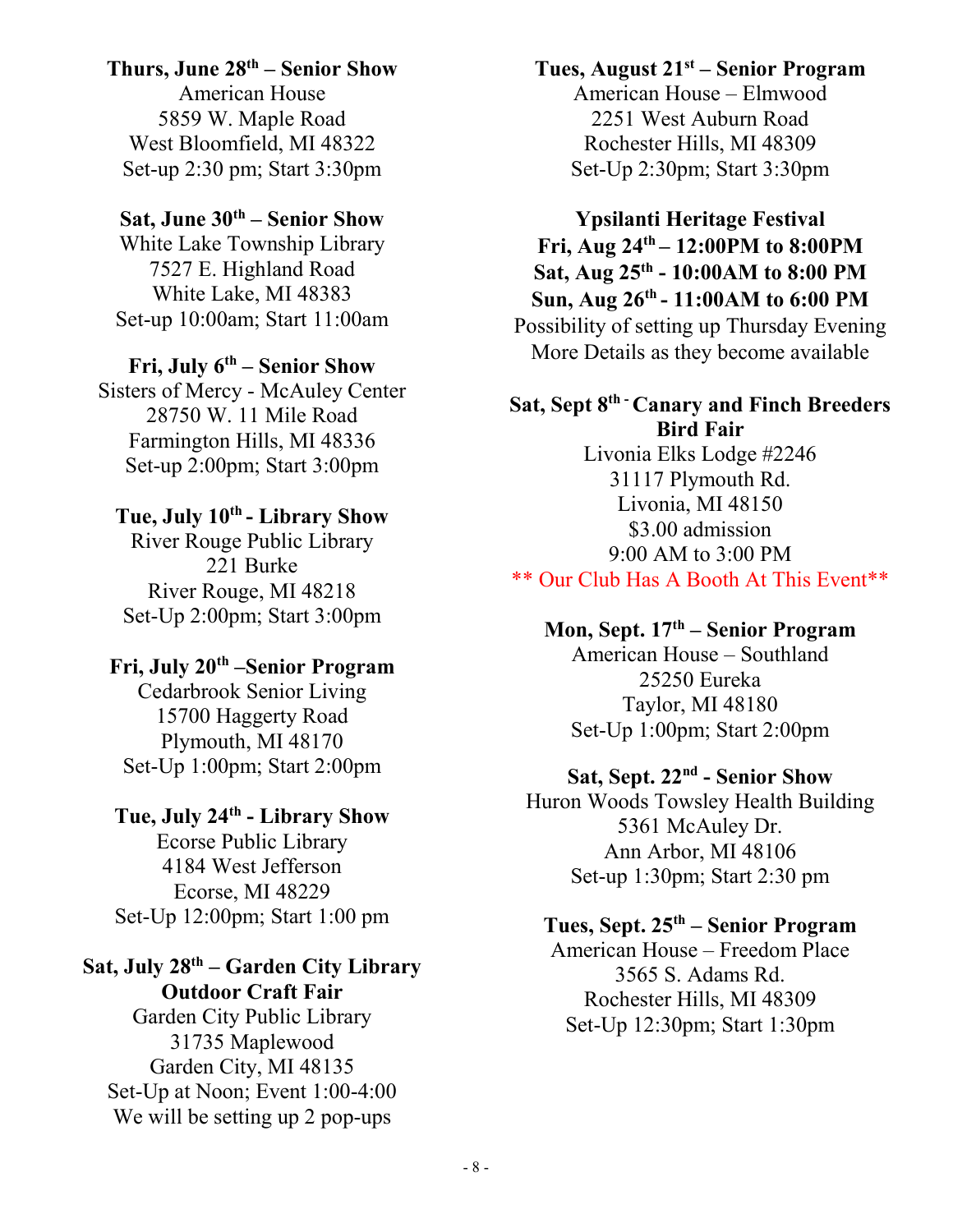**Thurs, June 28th – Senior Show**
American House
5859 W. Maple Road
West Bloomfield, MI 48322
Set-up 2:30 pm; Start 3:30pm

**Sat, June 30th – Senior Show**
White Lake Township Library
7527 E. Highland Road
White Lake, MI 48383
Set-up 10:00am; Start 11:00am

**Fri, July 6th – Senior Show**
Sisters of Mercy - McAuley Center
28750 W. 11 Mile Road
Farmington Hills, MI 48336
Set-up 2:00pm; Start 3:00pm

**Tue, July 10th - Library Show**
River Rouge Public Library
221 Burke
River Rouge, MI 48218
Set-Up 2:00pm; Start 3:00pm

**Fri, July 20th –Senior Program**
Cedarbrook Senior Living
15700 Haggerty Road
Plymouth, MI 48170
Set-Up 1:00pm; Start 2:00pm

**Tue, July 24th - Library Show**
Ecorse Public Library
4184 West Jefferson
Ecorse, MI 48229
Set-Up 12:00pm; Start 1:00 pm

**Sat, July 28th – Garden City Library Outdoor Craft Fair**
Garden City Public Library
31735 Maplewood
Garden City, MI 48135
Set-Up at Noon; Event 1:00-4:00
We will be setting up 2 pop-ups

**Tues, August 21st – Senior Program**
American House – Elmwood
2251 West Auburn Road
Rochester Hills, MI 48309
Set-Up 2:30pm; Start 3:30pm

**Ypsilanti Heritage Festival**
**Fri, Aug 24th – 12:00PM to 8:00PM**
**Sat, Aug 25th - 10:00AM to 8:00 PM**
**Sun, Aug 26th - 11:00AM to 6:00 PM**
Possibility of setting up Thursday Evening
More Details as they become available

**Sat, Sept 8th - Canary and Finch Breeders Bird Fair**
Livonia Elks Lodge #2246
31117 Plymouth Rd.
Livonia, MI 48150
$3.00 admission
9:00 AM to 3:00 PM
** Our Club Has A Booth At This Event**

**Mon, Sept. 17th – Senior Program**
American House – Southland
25250 Eureka
Taylor, MI 48180
Set-Up 1:00pm; Start 2:00pm

**Sat, Sept. 22nd - Senior Show**
Huron Woods Towsley Health Building
5361 McAuley Dr.
Ann Arbor, MI 48106
Set-up 1:30pm; Start 2:30 pm

**Tues, Sept. 25th – Senior Program**
American House – Freedom Place
3565 S. Adams Rd.
Rochester Hills, MI 48309
Set-Up 12:30pm; Start 1:30pm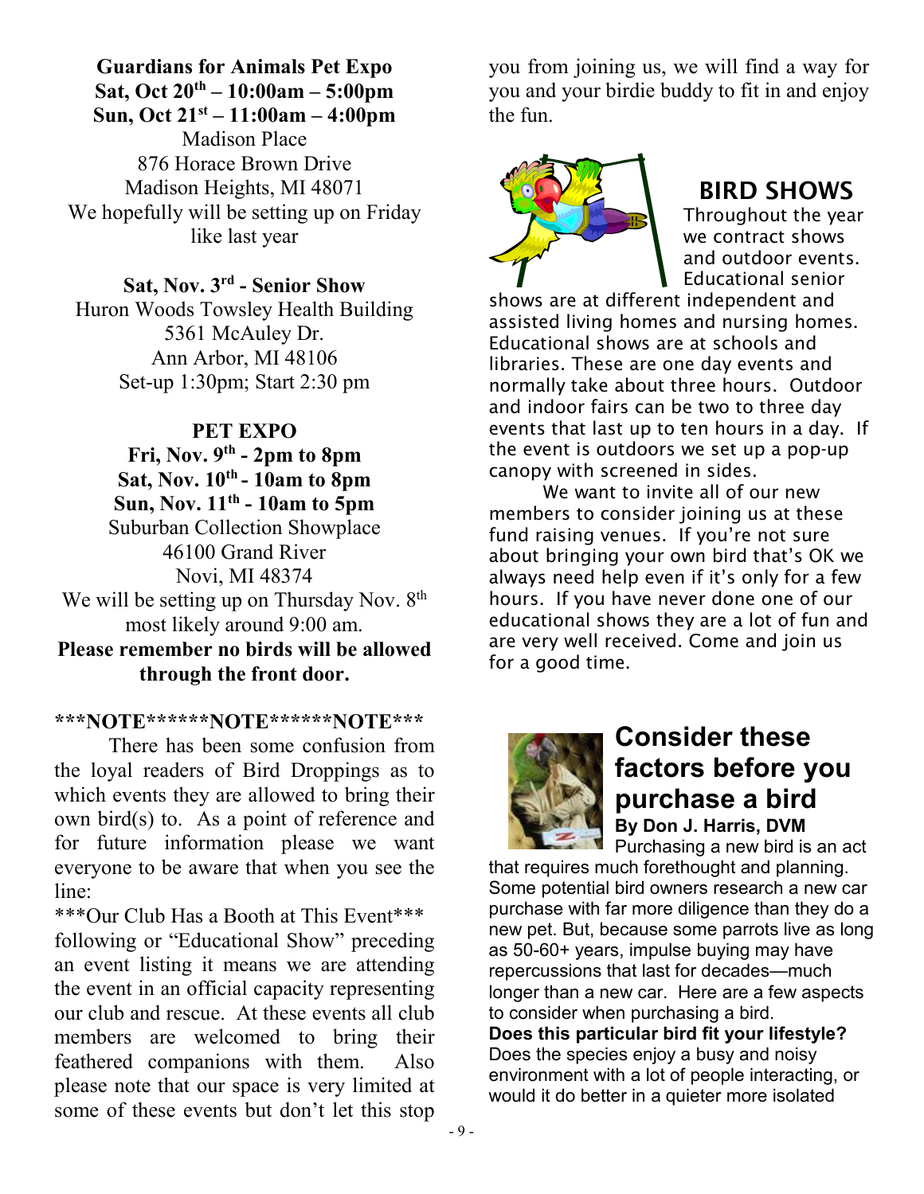**Guardians for Animals Pet Expo**
**Sat, Oct 20th – 10:00am – 5:00pm**
**Sun, Oct 21st – 11:00am – 4:00pm**
Madison Place
876 Horace Brown Drive
Madison Heights, MI 48071
We hopefully will be setting up on Friday like last year

**Sat, Nov. 3rd - Senior Show**
Huron Woods Towsley Health Building
5361 McAuley Dr.
Ann Arbor, MI 48106
Set-up 1:30pm; Start 2:30 pm

**PET EXPO**
**Fri, Nov. 9th - 2pm to 8pm**
**Sat, Nov. 10th - 10am to 8pm**
**Sun, Nov. 11th - 10am to 5pm**
Suburban Collection Showplace
46100 Grand River
Novi, MI 48374
We will be setting up on Thursday Nov. 8th most likely around 9:00 am.
**Please remember no birds will be allowed through the front door.**

**\*\*\*NOTE\*\*\*\*\*\*NOTE\*\*\*\*\*\*NOTE\*\*\***

There has been some confusion from the loyal readers of Bird Droppings as to which events they are allowed to bring their own bird(s) to. As a point of reference and for future information please we want everyone to be aware that when you see the line:

\*\*\*Our Club Has a Booth at This Event\*\*\*

following or "Educational Show" preceding an event listing it means we are attending the event in an official capacity representing our club and rescue. At these events all club members are welcomed to bring their feathered companions with them. Also please note that our space is very limited at some of these events but don't let this stop you from joining us, we will find a way for you and your birdie buddy to fit in and enjoy the fun.

## BIRD SHOWS

Throughout the year we contract shows and outdoor events. Educational senior shows are at different independent and assisted living homes and nursing homes. Educational shows are at schools and libraries. These are one day events and normally take about three hours. Outdoor and indoor fairs can be two to three day events that last up to ten hours in a day. If the event is outdoors we set up a pop-up canopy with screened in sides.

We want to invite all of our new members to consider joining us at these fund raising venues. If you're not sure about bringing your own bird that's OK we always need help even if it's only for a few hours. If you have never done one of our educational shows they are a lot of fun and are very well received. Come and join us for a good time.

## Consider these factors before you purchase a bird

**By Don J. Harris, DVM**

Purchasing a new bird is an act that requires much forethought and planning. Some potential bird owners research a new car purchase with far more diligence than they do a new pet. But, because some parrots live as long as 50-60+ years, impulse buying may have repercussions that last for decades—much longer than a new car. Here are a few aspects to consider when purchasing a bird.

**Does this particular bird fit your lifestyle?**
Does the species enjoy a busy and noisy environment with a lot of people interacting, or would it do better in a quieter more isolated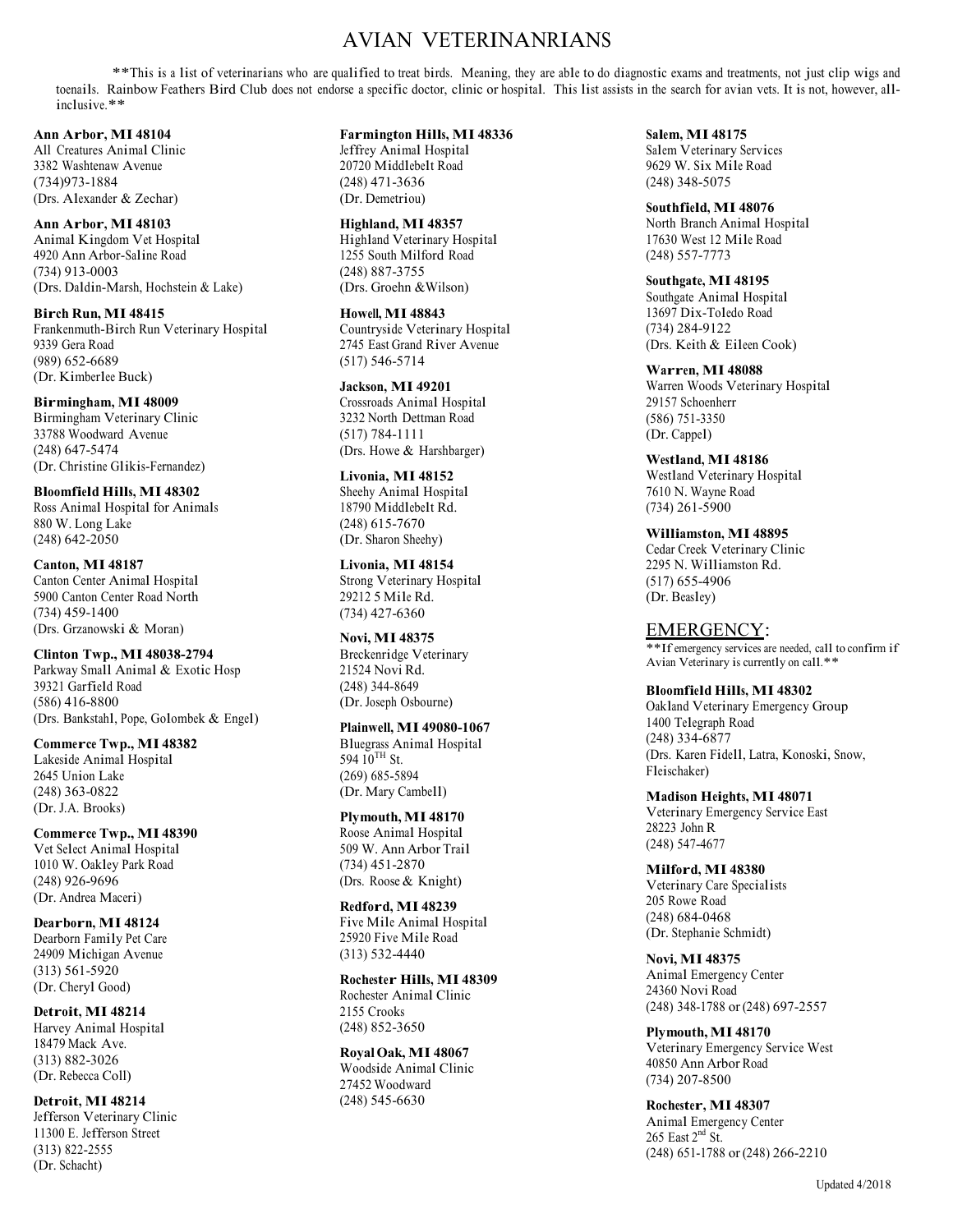# AVIAN VETERINANRIANS

**This is a list of veterinarians who are qualified to treat birds. Meaning, they are able to do diagnostic exams and treatments, not just clip wigs and toenails. Rainbow Feathers Bird Club does not endorse a specific doctor, clinic or hospital. This list assists in the search for avian vets. It is not, however, all-inclusive.**

**Ann Arbor, MI 48104**
All Creatures Animal Clinic
3382 Washtenaw Avenue
(734)973-1884
(Drs. Alexander & Zechar)

**Ann Arbor, MI 48103**
Animal Kingdom Vet Hospital
4920 Ann Arbor-Saline Road
(734) 913-0003
(Drs. Daldin-Marsh, Hochstein & Lake)

**Birch Run, MI 48415**
Frankenmuth-Birch Run Veterinary Hospital
9339 Gera Road
(989) 652-6689
(Dr. Kimberlee Buck)

**Birmingham, MI 48009**
Birmingham Veterinary Clinic
33788 Woodward Avenue
(248) 647-5474
(Dr. Christine Glikis-Fernandez)

**Bloomfield Hills, MI 48302**
Ross Animal Hospital for Animals
880 W. Long Lake
(248) 642-2050

**Canton, MI 48187**
Canton Center Animal Hospital
5900 Canton Center Road North
(734) 459-1400
(Drs. Grzanowski & Moran)

**Clinton Twp., MI 48038-2794**
Parkway Small Animal & Exotic Hosp
39321 Garfield Road
(586) 416-8800
(Drs. Bankstahl, Pope, Golombek & Engel)

**Commerce Twp., MI 48382**
Lakeside Animal Hospital
2645 Union Lake
(248) 363-0822
(Dr. J.A. Brooks)

**Commerce Twp., MI 48390**
Vet Select Animal Hospital
1010 W. Oakley Park Road
(248) 926-9696
(Dr. Andrea Maceri)

**Dearborn, MI 48124**
Dearborn Family Pet Care
24909 Michigan Avenue
(313) 561-5920
(Dr. Cheryl Good)

**Detroit, MI 48214**
Harvey Animal Hospital
18479 Mack Ave.
(313) 882-3026
(Dr. Rebecca Coll)

**Detroit, MI 48214**
Jefferson Veterinary Clinic
11300 E. Jefferson Street
(313) 822-2555
(Dr. Schacht)

**Farmington Hills, MI 48336**
Jeffrey Animal Hospital
20720 Middlebelt Road
(248) 471-3636
(Dr. Demetriou)

**Highland, MI 48357**
Highland Veterinary Hospital
1255 South Milford Road
(248) 887-3755
(Drs. Groehn &Wilson)

**Howell, MI 48843**
Countryside Veterinary Hospital
2745 East Grand River Avenue
(517) 546-5714

**Jackson, MI 49201**
Crossroads Animal Hospital
3232 North Dettman Road
(517) 784-1111
(Drs. Howe & Harshbarger)

**Livonia, MI 48152**
Sheehy Animal Hospital
18790 Middlebelt Rd.
(248) 615-7670
(Dr. Sharon Sheehy)

**Livonia, MI 48154**
Strong Veterinary Hospital
29212 5 Mile Rd.
(734) 427-6360

**Novi, MI 48375**
Breckenridge Veterinary
21524 Novi Rd.
(248) 344-8649
(Dr. Joseph Osbourne)

**Plainwell, MI 49080-1067**
Bluegrass Animal Hospital
594 10TH St.
(269) 685-5894
(Dr. Mary Cambell)

**Plymouth, MI 48170**
Roose Animal Hospital
509 W. Ann Arbor Trail
(734) 451-2870
(Drs. Roose & Knight)

**Redford, MI 48239**
Five Mile Animal Hospital
25920 Five Mile Road
(313) 532-4440

**Rochester Hills, MI 48309**
Rochester Animal Clinic
2155 Crooks
(248) 852-3650

**Royal Oak, MI 48067**
Woodside Animal Clinic
27452 Woodward
(248) 545-6630

**Salem, MI 48175**
Salem Veterinary Services
9629 W. Six Mile Road
(248) 348-5075

**Southfield, MI 48076**
North Branch Animal Hospital
17630 West 12 Mile Road
(248) 557-7773

**Southgate, MI 48195**
Southgate Animal Hospital
13697 Dix-Toledo Road
(734) 284-9122
(Drs. Keith & Eileen Cook)

**Warren, MI 48088**
Warren Woods Veterinary Hospital
29157 Schoenherr
(586) 751-3350
(Dr. Cappel)

**Westland, MI 48186**
Westland Veterinary Hospital
7610 N. Wayne Road
(734) 261-5900

**Williamston, MI 48895**
Cedar Creek Veterinary Clinic
2295 N. Williamston Rd.
(517) 655-4906
(Dr. Beasley)

## EMERGENCY:

**If emergency services are needed, call to confirm if Avian Veterinary is currently on call.**

**Bloomfield Hills, MI 48302**
Oakland Veterinary Emergency Group
1400 Telegraph Road
(248) 334-6877
(Drs. Karen Fidell, Latra, Konoski, Snow, Fleischaker)

**Madison Heights, MI 48071**
Veterinary Emergency Service East
28223 John R
(248) 547-4677

**Milford, MI 48380**
Veterinary Care Specialists
205 Rowe Road
(248) 684-0468
(Dr. Stephanie Schmidt)

**Novi, MI 48375**
Animal Emergency Center
24360 Novi Road
(248) 348-1788 or (248) 697-2557

**Plymouth, MI 48170**
Veterinary Emergency Service West
40850 Ann Arbor Road
(734) 207-8500

**Rochester, MI 48307**
Animal Emergency Center
265 East 2nd St.
(248) 651-1788 or (248) 266-2210

Updated 4/2018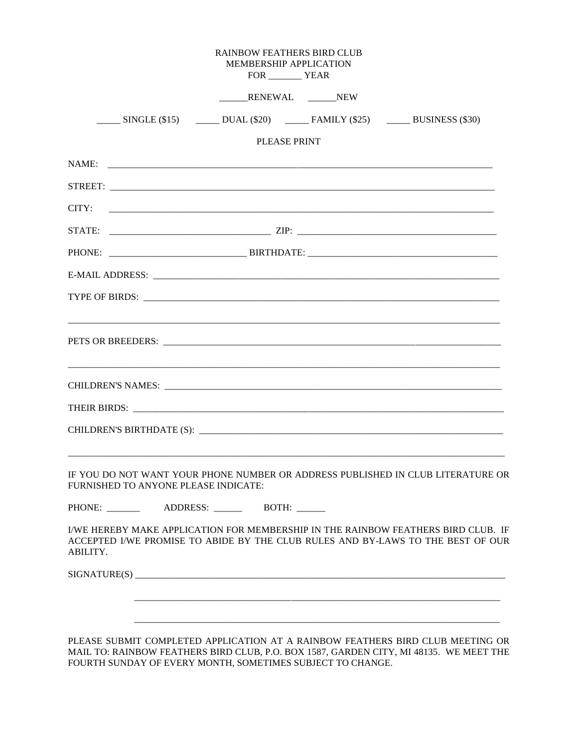RAINBOW FEATHERS BIRD CLUB
MEMBERSHIP APPLICATION
FOR _______ YEAR

______RENEWAL ______NEW

_____ SINGLE ($15) _____ DUAL ($20) _____ FAMILY ($25) _____ BUSINESS ($30)

PLEASE PRINT

NAME: ______________________________________________________________________

STREET: ____________________________________________________________________

CITY: ______________________________________________________________________

STATE: ______________________________ ZIP: ______________________________________

PHONE: ___________________________ BIRTHDATE: ________________________________

E-MAIL ADDRESS: _____________________________________________________________

TYPE OF BIRDS: ______________________________________________________________

_____________________________________________________________________________

PETS OR BREEDERS: ___________________________________________________________

_____________________________________________________________________________

CHILDREN'S NAMES: ___________________________________________________________

THEIR BIRDS: ________________________________________________________________

CHILDREN'S BIRTHDATE (S): ___________________________________________________

_____________________________________________________________________________

IF YOU DO NOT WANT YOUR PHONE NUMBER OR ADDRESS PUBLISHED IN CLUB LITERATURE OR FURNISHED TO ANYONE PLEASE INDICATE:

PHONE: _______ ADDRESS: ______ BOTH: ______

I/WE HEREBY MAKE APPLICATION FOR MEMBERSHIP IN THE RAINBOW FEATHERS BIRD CLUB. IF ACCEPTED I/WE PROMISE TO ABIDE BY THE CLUB RULES AND BY-LAWS TO THE BEST OF OUR ABILITY.

SIGNATURE(S) ________________________________________________________________

_____________________________________________________________________________

_____________________________________________________________________________

PLEASE SUBMIT COMPLETED APPLICATION AT A RAINBOW FEATHERS BIRD CLUB MEETING OR MAIL TO: RAINBOW FEATHERS BIRD CLUB, P.O. BOX 1587, GARDEN CITY, MI 48135. WE MEET THE FOURTH SUNDAY OF EVERY MONTH, SOMETIMES SUBJECT TO CHANGE.